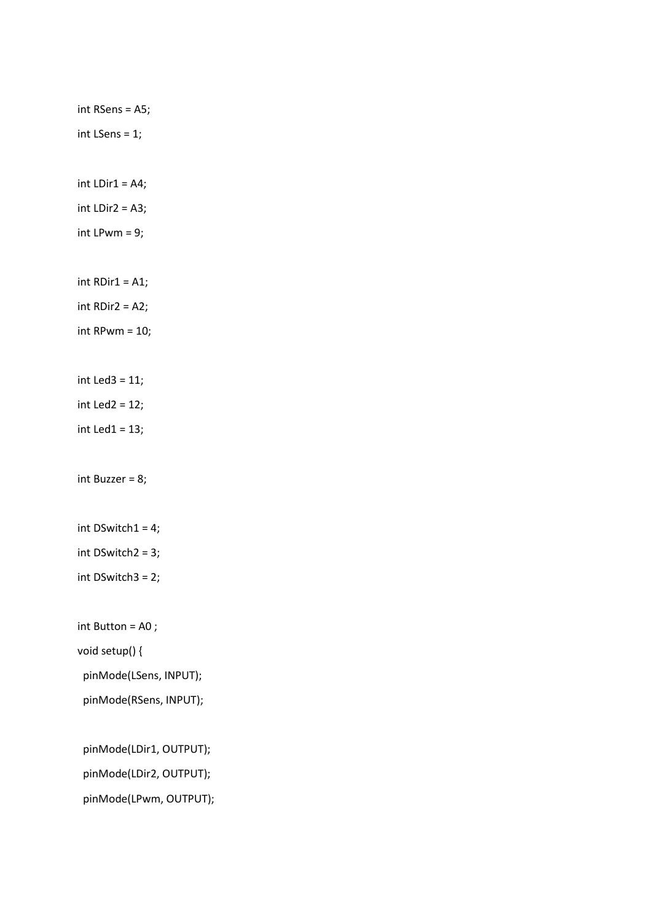```
int RSens = A5;
int LSens = 1;

int LDir1 = A4;
int LDir2 = A3;
int LPwm = 9;

int RDir1 = A1;
int RDir2 = A2;
int RPwm = 10;

int Led3 = 11;
int Led2 = 12;
int Led1 = 13;

int Buzzer = 8;

int DSwitch1 = 4;
int DSwitch2 = 3;
int DSwitch3 = 2;

int Button = A0 ;
void setup() {
  pinMode(LSens, INPUT);
  pinMode(RSens, INPUT);

  pinMode(LDir1, OUTPUT);
  pinMode(LDir2, OUTPUT);
  pinMode(LPwm, OUTPUT);
```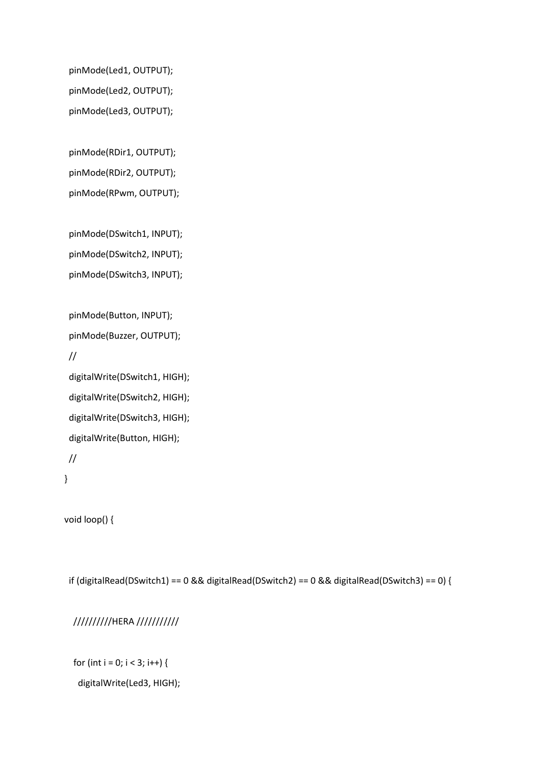```
  pinMode(Led1, OUTPUT);
  pinMode(Led2, OUTPUT);
  pinMode(Led3, OUTPUT);

  pinMode(RDir1, OUTPUT);
  pinMode(RDir2, OUTPUT);
  pinMode(RPwm, OUTPUT);

  pinMode(DSwitch1, INPUT);
  pinMode(DSwitch2, INPUT);
  pinMode(DSwitch3, INPUT);

  pinMode(Button, INPUT);
  pinMode(Buzzer, OUTPUT);
  //
  digitalWrite(DSwitch1, HIGH);
  digitalWrite(DSwitch2, HIGH);
  digitalWrite(DSwitch3, HIGH);
  digitalWrite(Button, HIGH);
  //
}

void loop() {


  if (digitalRead(DSwitch1) == 0 && digitalRead(DSwitch2) == 0 && digitalRead(DSwitch3) == 0) {

    //////////HERA ///////////

    for (int i = 0; i < 3; i++) {
      digitalWrite(Led3, HIGH);
```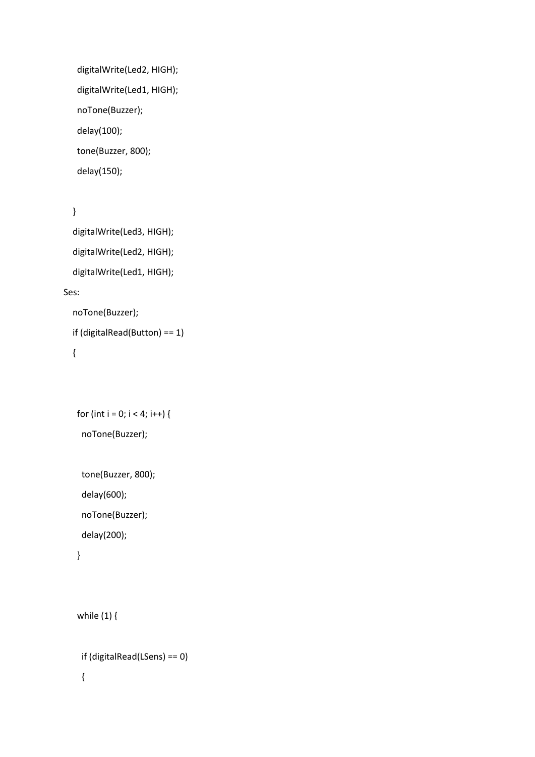```
    digitalWrite(Led2, HIGH);
    digitalWrite(Led1, HIGH);
    noTone(Buzzer);
    delay(100);
    tone(Buzzer, 800);
    delay(150);

  }
  digitalWrite(Led3, HIGH);
  digitalWrite(Led2, HIGH);
  digitalWrite(Led1, HIGH);
Ses:
  noTone(Buzzer);
  if (digitalRead(Button) == 1)
  {


    for (int i = 0; i < 4; i++) {
      noTone(Buzzer);

      tone(Buzzer, 800);
      delay(600);
      noTone(Buzzer);
      delay(200);
    }


    while (1) {

      if (digitalRead(LSens) == 0)
      {
```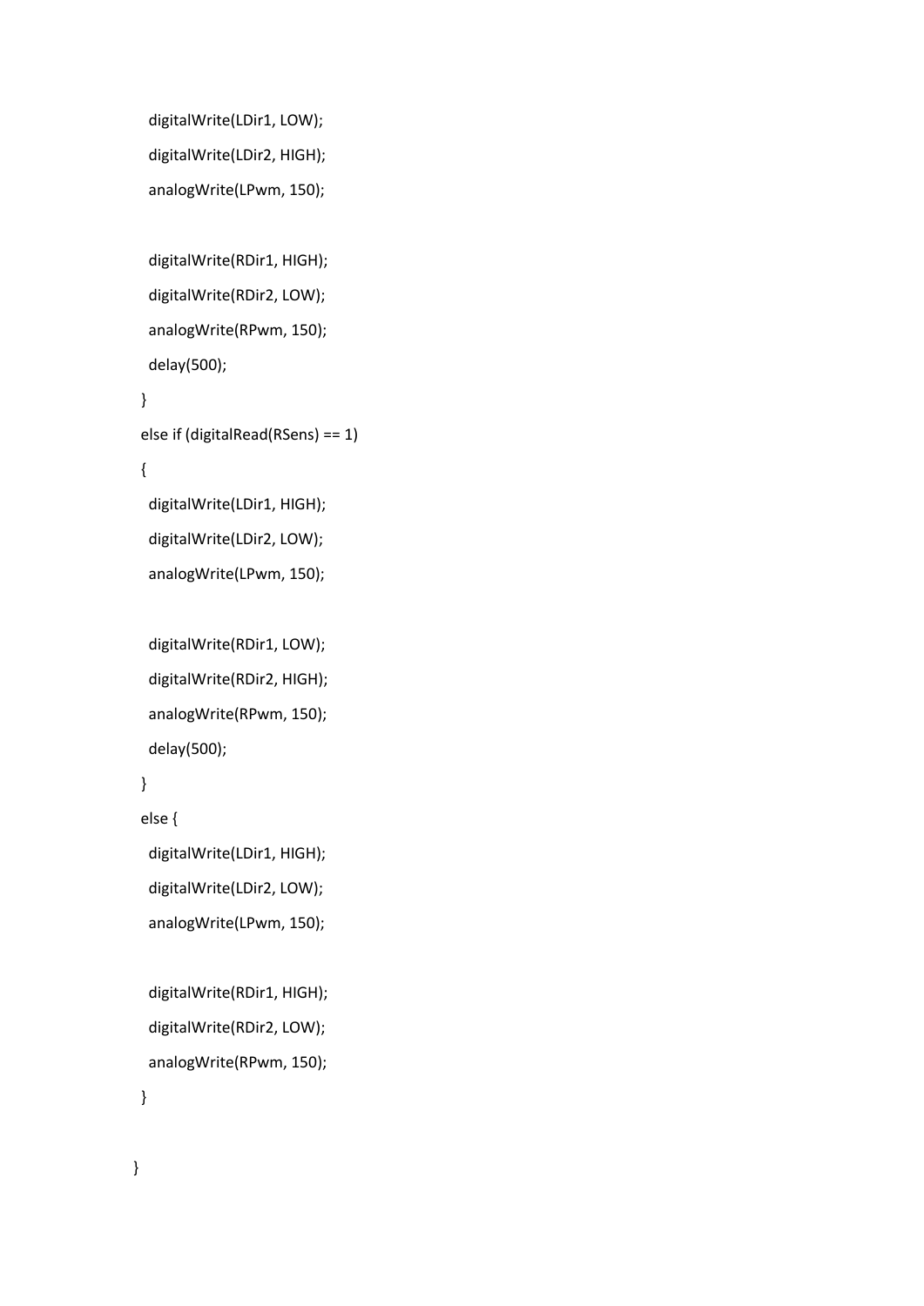```
    digitalWrite(LDir1, LOW);
    digitalWrite(LDir2, HIGH);
    analogWrite(LPwm, 150);

    digitalWrite(RDir1, HIGH);
    digitalWrite(RDir2, LOW);
    analogWrite(RPwm, 150);
    delay(500);
  }
  else if (digitalRead(RSens) == 1)
  {
    digitalWrite(LDir1, HIGH);
    digitalWrite(LDir2, LOW);
    analogWrite(LPwm, 150);

    digitalWrite(RDir1, LOW);
    digitalWrite(RDir2, HIGH);
    analogWrite(RPwm, 150);
    delay(500);
  }
  else {
    digitalWrite(LDir1, HIGH);
    digitalWrite(LDir2, LOW);
    analogWrite(LPwm, 150);

    digitalWrite(RDir1, HIGH);
    digitalWrite(RDir2, LOW);
    analogWrite(RPwm, 150);
  }

}
```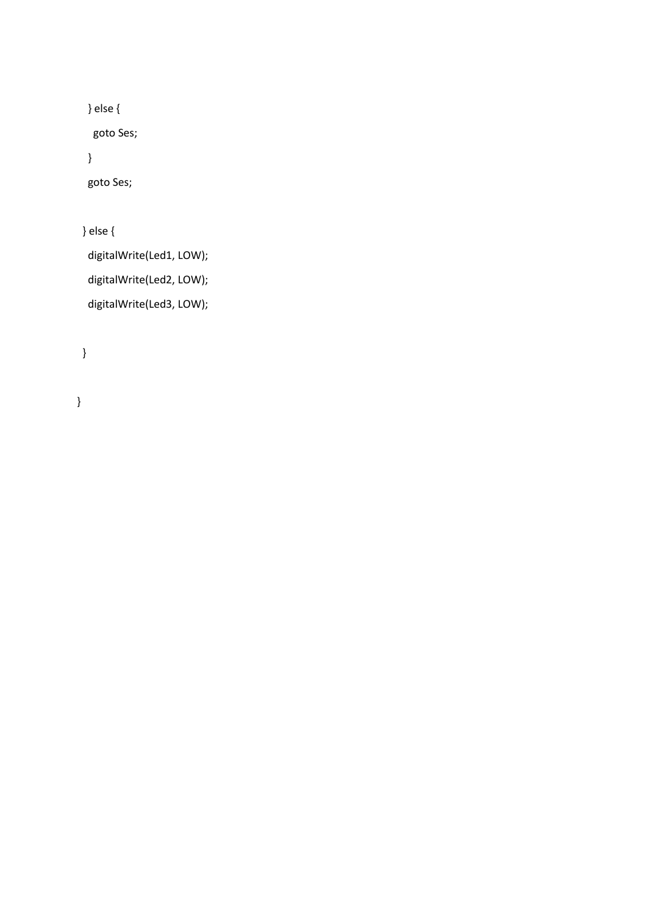```
    } else {
      goto Ses;
    }
    goto Ses;

  } else {
    digitalWrite(Led1, LOW);
    digitalWrite(Led2, LOW);
    digitalWrite(Led3, LOW);

  }

}
```